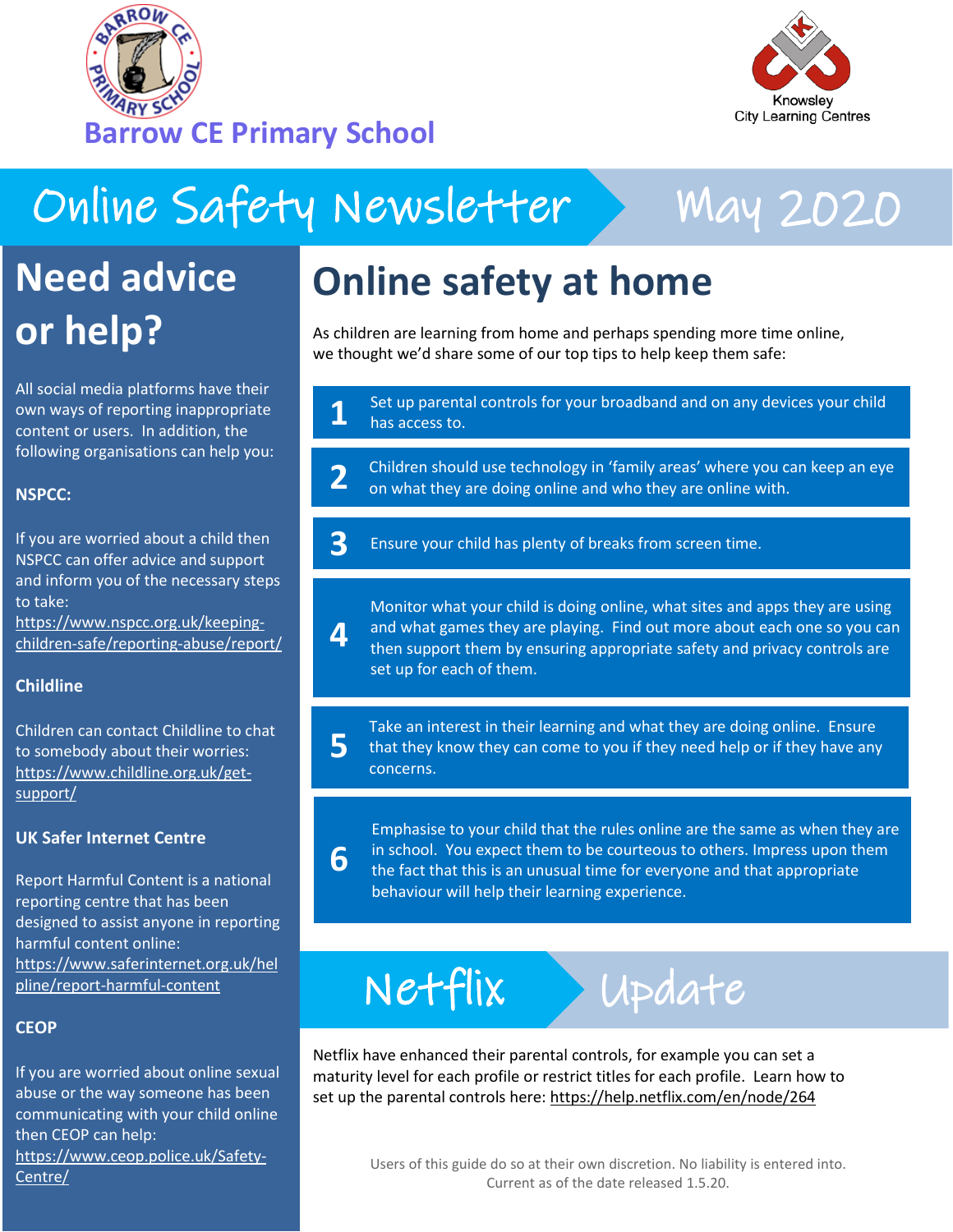Barrow CE Primary School

Knowsley City Learning Centres

# Online Safety Newsletter May 2020

## Need advice or help?

All social media platforms have their own ways of reporting inappropriate content or users. In addition, the following organisations can help you:

**NSPCC:**

If you are worried about a child then NSPCC can offer advice and support and inform you of the necessary steps to take:
https://www.nspcc.org.uk/keeping-children-safe/reporting-abuse/report/

**Childline**

Children can contact Childline to chat to somebody about their worries:
https://www.childline.org.uk/get-support/

**UK Safer Internet Centre**

Report Harmful Content is a national reporting centre that has been designed to assist anyone in reporting harmful content online:
https://www.saferinternet.org.uk/helpline/report-harmful-content

**CEOP**

If you are worried about online sexual abuse or the way someone has been communicating with your child online then CEOP can help:
https://www.ceop.police.uk/Safety-Centre/

## Online safety at home

As children are learning from home and perhaps spending more time online, we thought we'd share some of our top tips to help keep them safe:

1. Set up parental controls for your broadband and on any devices your child has access to.
2. Children should use technology in 'family areas' where you can keep an eye on what they are doing online and who they are online with.
3. Ensure your child has plenty of breaks from screen time.
4. Monitor what your child is doing online, what sites and apps they are using and what games they are playing. Find out more about each one so you can then support them by ensuring appropriate safety and privacy controls are set up for each of them.
5. Take an interest in their learning and what they are doing online. Ensure that they know they can come to you if they need help or if they have any concerns.
6. Emphasise to your child that the rules online are the same as when they are in school. You expect them to be courteous to others. Impress upon them the fact that this is an unusual time for everyone and that appropriate behaviour will help their learning experience.

## Netflix Update

Netflix have enhanced their parental controls, for example you can set a maturity level for each profile or restrict titles for each profile. Learn how to set up the parental controls here: https://help.netflix.com/en/node/264

Users of this guide do so at their own discretion. No liability is entered into. Current as of the date released 1.5.20.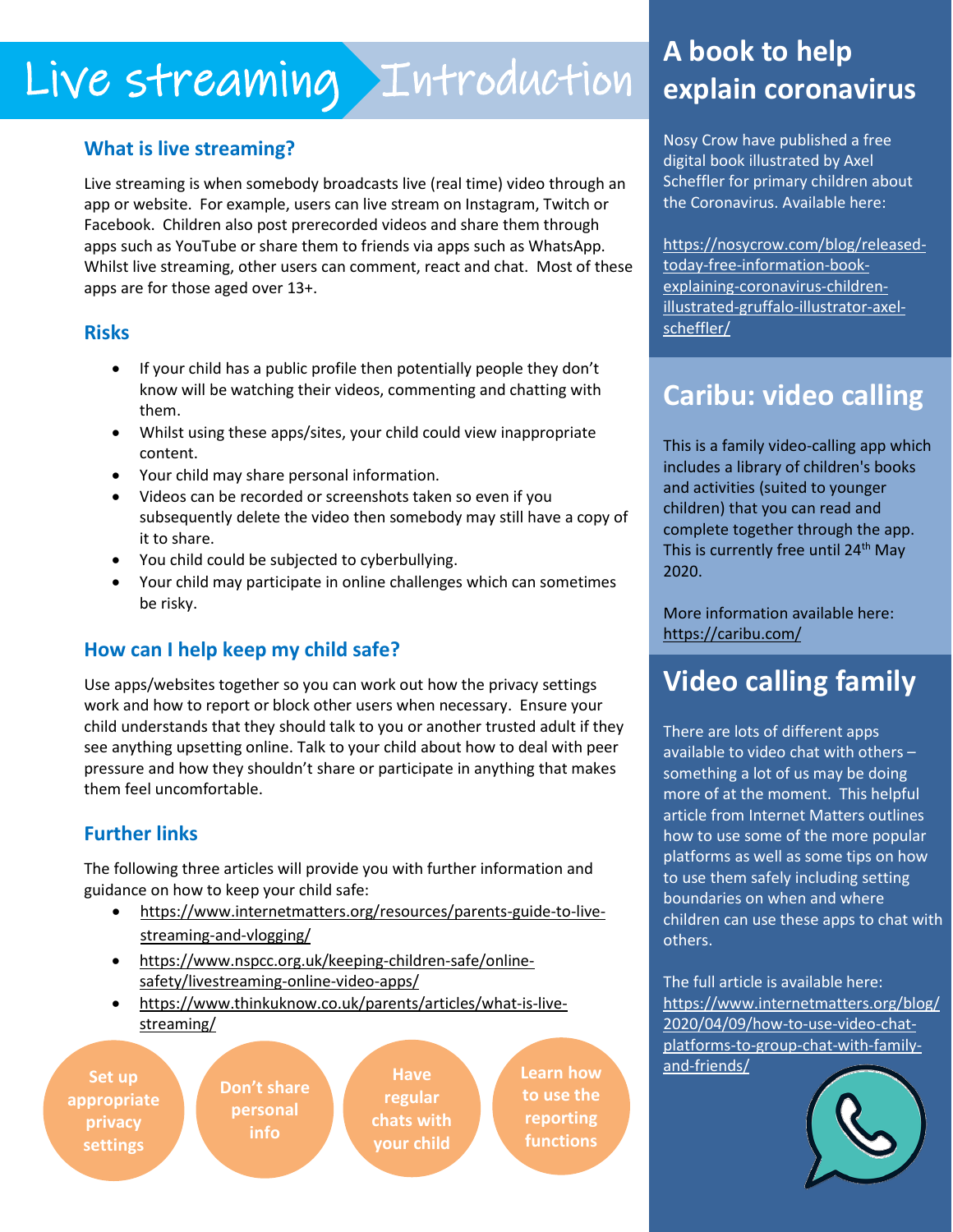# Live streaming Introduction

## What is live streaming?

Live streaming is when somebody broadcasts live (real time) video through an app or website. For example, users can live stream on Instagram, Twitch or Facebook. Children also post prerecorded videos and share them through apps such as YouTube or share them to friends via apps such as WhatsApp. Whilst live streaming, other users can comment, react and chat. Most of these apps are for those aged over 13+.

## Risks

- If your child has a public profile then potentially people they don't know will be watching their videos, commenting and chatting with them.
- Whilst using these apps/sites, your child could view inappropriate content.
- Your child may share personal information.
- Videos can be recorded or screenshots taken so even if you subsequently delete the video then somebody may still have a copy of it to share.
- You child could be subjected to cyberbullying.
- Your child may participate in online challenges which can sometimes be risky.

## How can I help keep my child safe?

Use apps/websites together so you can work out how the privacy settings work and how to report or block other users when necessary. Ensure your child understands that they should talk to you or another trusted adult if they see anything upsetting online. Talk to your child about how to deal with peer pressure and how they shouldn't share or participate in anything that makes them feel uncomfortable.

## Further links

The following three articles will provide you with further information and guidance on how to keep your child safe:

- https://www.internetmatters.org/resources/parents-guide-to-live-streaming-and-vlogging/
- https://www.nspcc.org.uk/keeping-children-safe/online-safety/livestreaming-online-video-apps/
- https://www.thinkuknow.co.uk/parents/articles/what-is-live-streaming/

**Set up appropriate privacy settings**

**Don't share personal info**

**Have regular chats with your child**

**Learn how to use the reporting functions**

## A book to help explain coronavirus

Nosy Crow have published a free digital book illustrated by Axel Scheffler for primary children about the Coronavirus. Available here:

https://nosycrow.com/blog/released-today-free-information-book-explaining-coronavirus-children-illustrated-gruffalo-illustrator-axel-scheffler/

## Caribu: video calling

This is a family video-calling app which includes a library of children's books and activities (suited to younger children) that you can read and complete together through the app. This is currently free until 24th May 2020.

More information available here: https://caribu.com/

## Video calling family

There are lots of different apps available to video chat with others – something a lot of us may be doing more of at the moment. This helpful article from Internet Matters outlines how to use some of the more popular platforms as well as some tips on how to use them safely including setting boundaries on when and where children can use these apps to chat with others.

The full article is available here: https://www.internetmatters.org/blog/2020/04/09/how-to-use-video-chat-platforms-to-group-chat-with-family-and-friends/